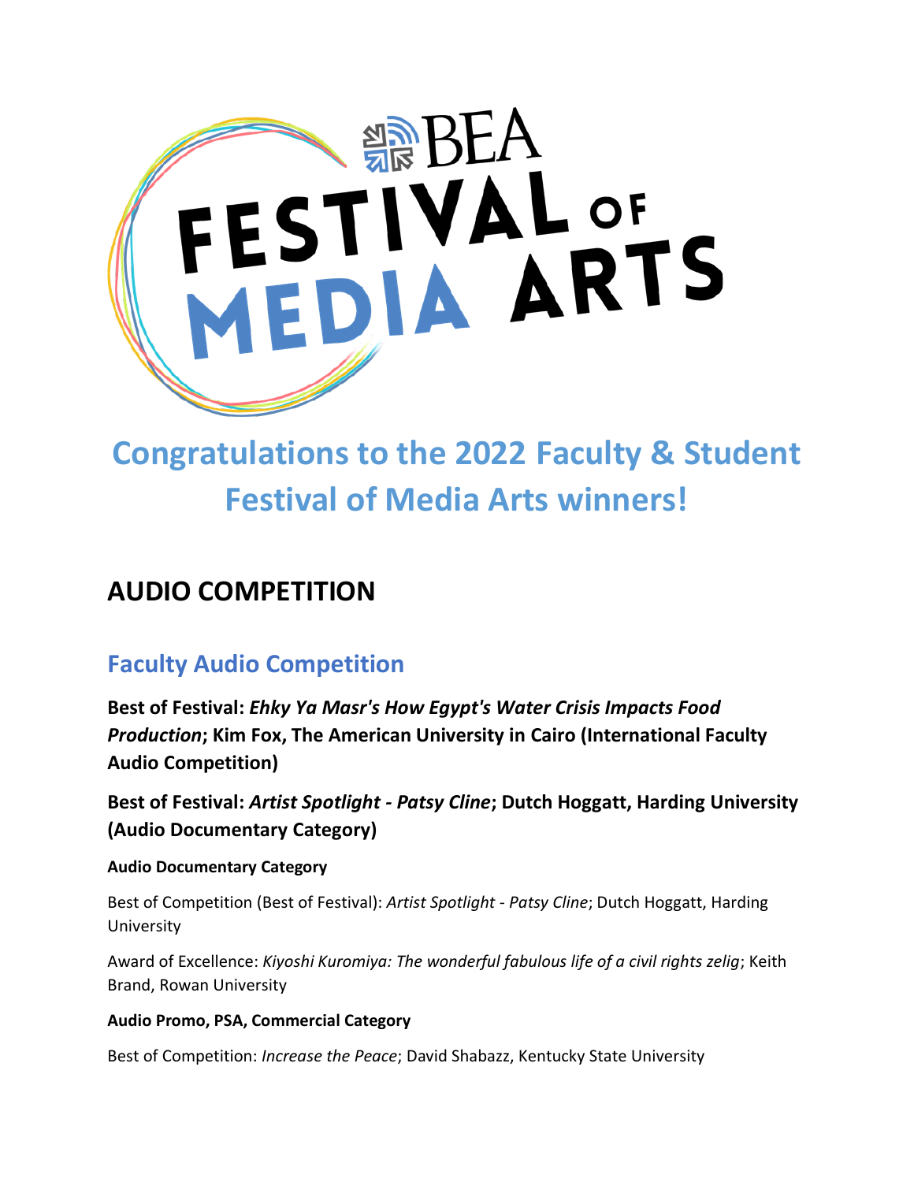# Congratulations to the 2022 Faculty & Student Festival of Media Arts winners!

## AUDIO COMPETITION

### Faculty Audio Competition

**Best of Festival: *Ehky Ya Masr's How Egypt's Water Crisis Impacts Food Production*; Kim Fox, The American University in Cairo (International Faculty Audio Competition)**

**Best of Festival: *Artist Spotlight - Patsy Cline*; Dutch Hoggatt, Harding University (Audio Documentary Category)**

**Audio Documentary Category**

Best of Competition (Best of Festival): *Artist Spotlight - Patsy Cline*; Dutch Hoggatt, Harding University

Award of Excellence: *Kiyoshi Kuromiya: The wonderful fabulous life of a civil rights zelig*; Keith Brand, Rowan University

**Audio Promo, PSA, Commercial Category**

Best of Competition: *Increase the Peace*; David Shabazz, Kentucky State University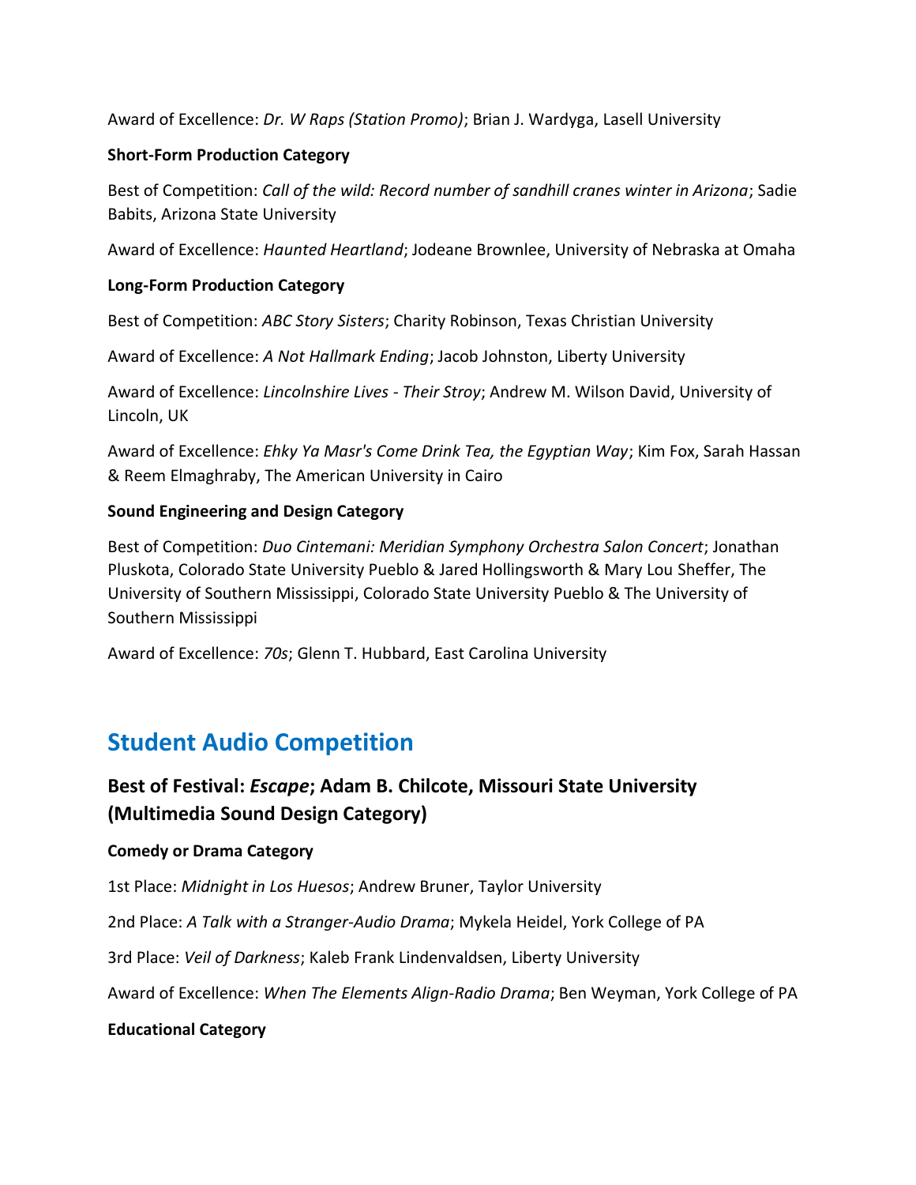Award of Excellence: *Dr. W Raps (Station Promo)*; Brian J. Wardyga, Lasell University

**Short-Form Production Category**

Best of Competition: *Call of the wild: Record number of sandhill cranes winter in Arizona*; Sadie Babits, Arizona State University

Award of Excellence: *Haunted Heartland*; Jodeane Brownlee, University of Nebraska at Omaha

**Long-Form Production Category**

Best of Competition: *ABC Story Sisters*; Charity Robinson, Texas Christian University

Award of Excellence: *A Not Hallmark Ending*; Jacob Johnston, Liberty University

Award of Excellence: *Lincolnshire Lives - Their Stroy*; Andrew M. Wilson David, University of Lincoln, UK

Award of Excellence: *Ehky Ya Masr's Come Drink Tea, the Egyptian Way*; Kim Fox, Sarah Hassan & Reem Elmaghraby, The American University in Cairo

**Sound Engineering and Design Category**

Best of Competition: *Duo Cintemani: Meridian Symphony Orchestra Salon Concert*; Jonathan Pluskota, Colorado State University Pueblo & Jared Hollingsworth & Mary Lou Sheffer, The University of Southern Mississippi, Colorado State University Pueblo & The University of Southern Mississippi

Award of Excellence: *70s*; Glenn T. Hubbard, East Carolina University

## Student Audio Competition

### Best of Festival: *Escape*; Adam B. Chilcote, Missouri State University (Multimedia Sound Design Category)

**Comedy or Drama Category**

1st Place: *Midnight in Los Huesos*; Andrew Bruner, Taylor University

2nd Place: *A Talk with a Stranger-Audio Drama*; Mykela Heidel, York College of PA

3rd Place: *Veil of Darkness*; Kaleb Frank Lindenvaldsen, Liberty University

Award of Excellence: *When The Elements Align-Radio Drama*; Ben Weyman, York College of PA

**Educational Category**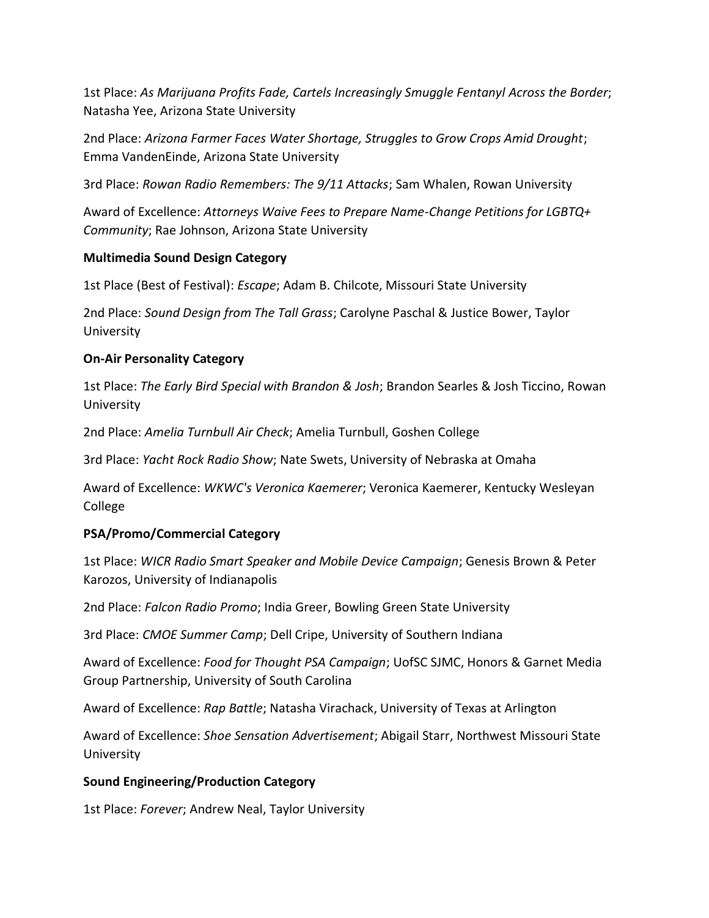1st Place: *As Marijuana Profits Fade, Cartels Increasingly Smuggle Fentanyl Across the Border*; Natasha Yee, Arizona State University

2nd Place: *Arizona Farmer Faces Water Shortage, Struggles to Grow Crops Amid Drought*; Emma VandenEinde, Arizona State University

3rd Place: *Rowan Radio Remembers: The 9/11 Attacks*; Sam Whalen, Rowan University

Award of Excellence: *Attorneys Waive Fees to Prepare Name-Change Petitions for LGBTQ+ Community*; Rae Johnson, Arizona State University

**Multimedia Sound Design Category**

1st Place (Best of Festival): *Escape*; Adam B. Chilcote, Missouri State University

2nd Place: *Sound Design from The Tall Grass*; Carolyne Paschal & Justice Bower, Taylor University

**On-Air Personality Category**

1st Place: *The Early Bird Special with Brandon & Josh*; Brandon Searles & Josh Ticcino, Rowan University

2nd Place: *Amelia Turnbull Air Check*; Amelia Turnbull, Goshen College

3rd Place: *Yacht Rock Radio Show*; Nate Swets, University of Nebraska at Omaha

Award of Excellence: *WKWC's Veronica Kaemerer*; Veronica Kaemerer, Kentucky Wesleyan College

**PSA/Promo/Commercial Category**

1st Place: *WICR Radio Smart Speaker and Mobile Device Campaign*; Genesis Brown & Peter Karozos, University of Indianapolis

2nd Place: *Falcon Radio Promo*; India Greer, Bowling Green State University

3rd Place: *CMOE Summer Camp*; Dell Cripe, University of Southern Indiana

Award of Excellence: *Food for Thought PSA Campaign*; UofSC SJMC, Honors & Garnet Media Group Partnership, University of South Carolina

Award of Excellence: *Rap Battle*; Natasha Virachack, University of Texas at Arlington

Award of Excellence: *Shoe Sensation Advertisement*; Abigail Starr, Northwest Missouri State University

**Sound Engineering/Production Category**

1st Place: *Forever*; Andrew Neal, Taylor University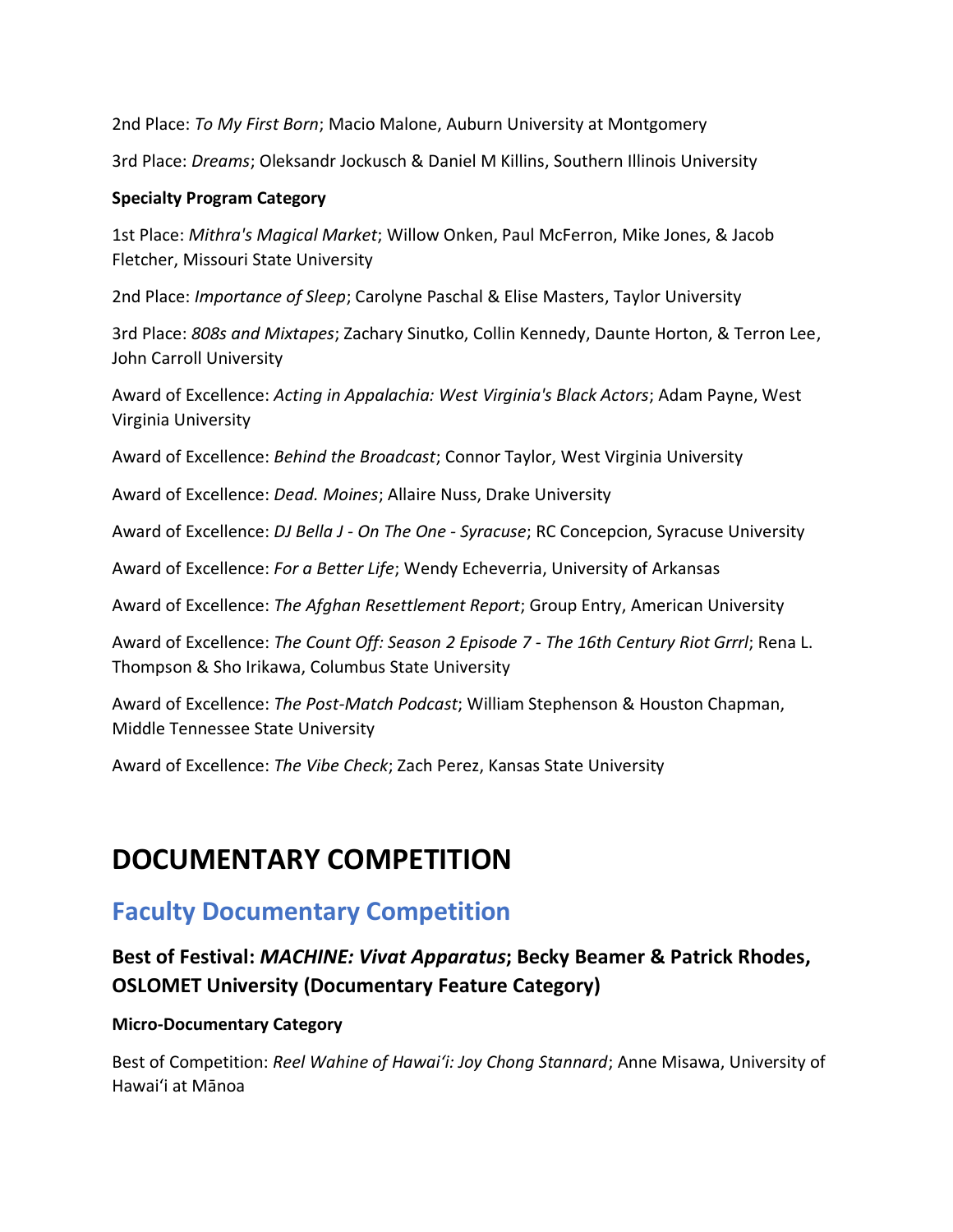2nd Place: *To My First Born*; Macio Malone, Auburn University at Montgomery

3rd Place: *Dreams*; Oleksandr Jockusch & Daniel M Killins, Southern Illinois University

**Specialty Program Category**

1st Place: *Mithra's Magical Market*; Willow Onken, Paul McFerron, Mike Jones, & Jacob Fletcher, Missouri State University

2nd Place: *Importance of Sleep*; Carolyne Paschal & Elise Masters, Taylor University

3rd Place: *808s and Mixtapes*; Zachary Sinutko, Collin Kennedy, Daunte Horton, & Terron Lee, John Carroll University

Award of Excellence: *Acting in Appalachia: West Virginia's Black Actors*; Adam Payne, West Virginia University

Award of Excellence: *Behind the Broadcast*; Connor Taylor, West Virginia University

Award of Excellence: *Dead. Moines*; Allaire Nuss, Drake University

Award of Excellence: *DJ Bella J - On The One - Syracuse*; RC Concepcion, Syracuse University

Award of Excellence: *For a Better Life*; Wendy Echeverria, University of Arkansas

Award of Excellence: *The Afghan Resettlement Report*; Group Entry, American University

Award of Excellence: *The Count Off: Season 2 Episode 7 - The 16th Century Riot Grrrl*; Rena L. Thompson & Sho Irikawa, Columbus State University

Award of Excellence: *The Post-Match Podcast*; William Stephenson & Houston Chapman, Middle Tennessee State University

Award of Excellence: *The Vibe Check*; Zach Perez, Kansas State University

# DOCUMENTARY COMPETITION

## Faculty Documentary Competition

### Best of Festival: *MACHINE: Vivat Apparatus*; Becky Beamer & Patrick Rhodes, OSLOMET University (Documentary Feature Category)

**Micro-Documentary Category**

Best of Competition: *Reel Wahine of Hawaiʻi: Joy Chong Stannard*; Anne Misawa, University of Hawaiʻi at Mānoa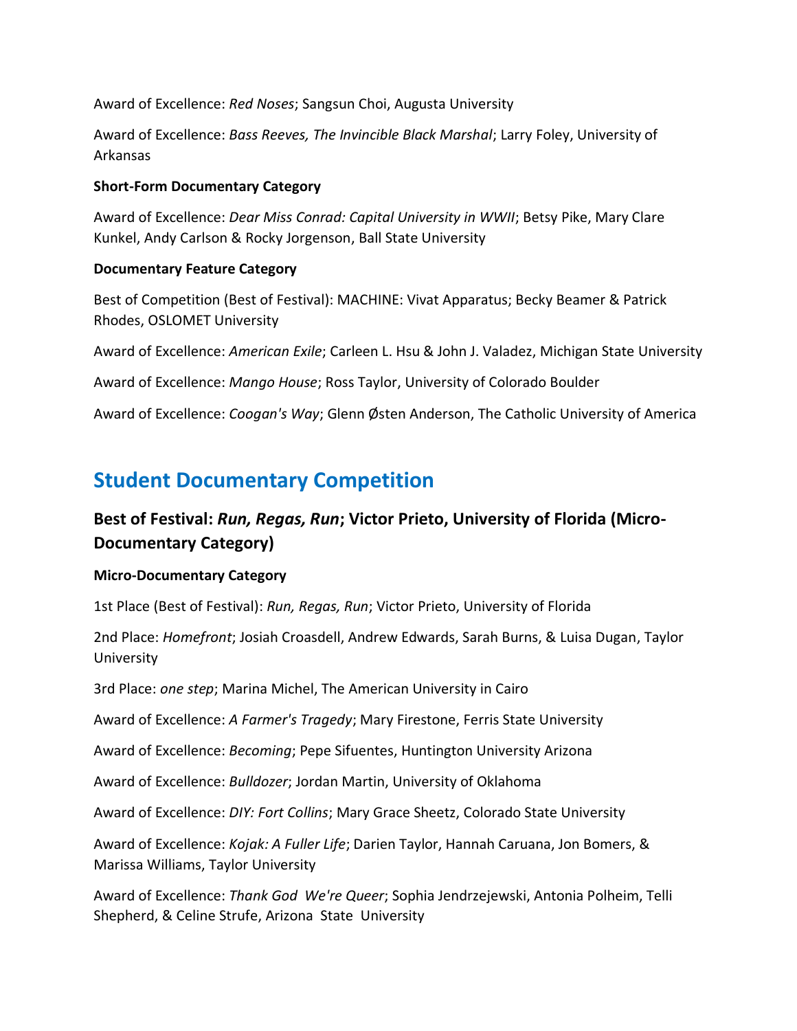Award of Excellence: *Red Noses*; Sangsun Choi, Augusta University

Award of Excellence: *Bass Reeves, The Invincible Black Marshal*; Larry Foley, University of Arkansas

**Short-Form Documentary Category**

Award of Excellence: *Dear Miss Conrad: Capital University in WWII*; Betsy Pike, Mary Clare Kunkel, Andy Carlson & Rocky Jorgenson, Ball State University

**Documentary Feature Category**

Best of Competition (Best of Festival): MACHINE: Vivat Apparatus; Becky Beamer & Patrick Rhodes, OSLOMET University

Award of Excellence: *American Exile*; Carleen L. Hsu & John J. Valadez, Michigan State University

Award of Excellence: *Mango House*; Ross Taylor, University of Colorado Boulder

Award of Excellence: *Coogan's Way*; Glenn Østen Anderson, The Catholic University of America

## Student Documentary Competition

### Best of Festival: *Run, Regas, Run*; Victor Prieto, University of Florida (Micro-Documentary Category)

**Micro-Documentary Category**

1st Place (Best of Festival): *Run, Regas, Run*; Victor Prieto, University of Florida

2nd Place: *Homefront*; Josiah Croasdell, Andrew Edwards, Sarah Burns, & Luisa Dugan, Taylor University

3rd Place: *one step*; Marina Michel, The American University in Cairo

Award of Excellence: *A Farmer's Tragedy*; Mary Firestone, Ferris State University

Award of Excellence: *Becoming*; Pepe Sifuentes, Huntington University Arizona

Award of Excellence: *Bulldozer*; Jordan Martin, University of Oklahoma

Award of Excellence: *DIY: Fort Collins*; Mary Grace Sheetz, Colorado State University

Award of Excellence: *Kojak: A Fuller Life*; Darien Taylor, Hannah Caruana, Jon Bomers, & Marissa Williams, Taylor University

Award of Excellence: *Thank God We're Queer*; Sophia Jendrzejewski, Antonia Polheim, Telli Shepherd, & Celine Strufe, Arizona State University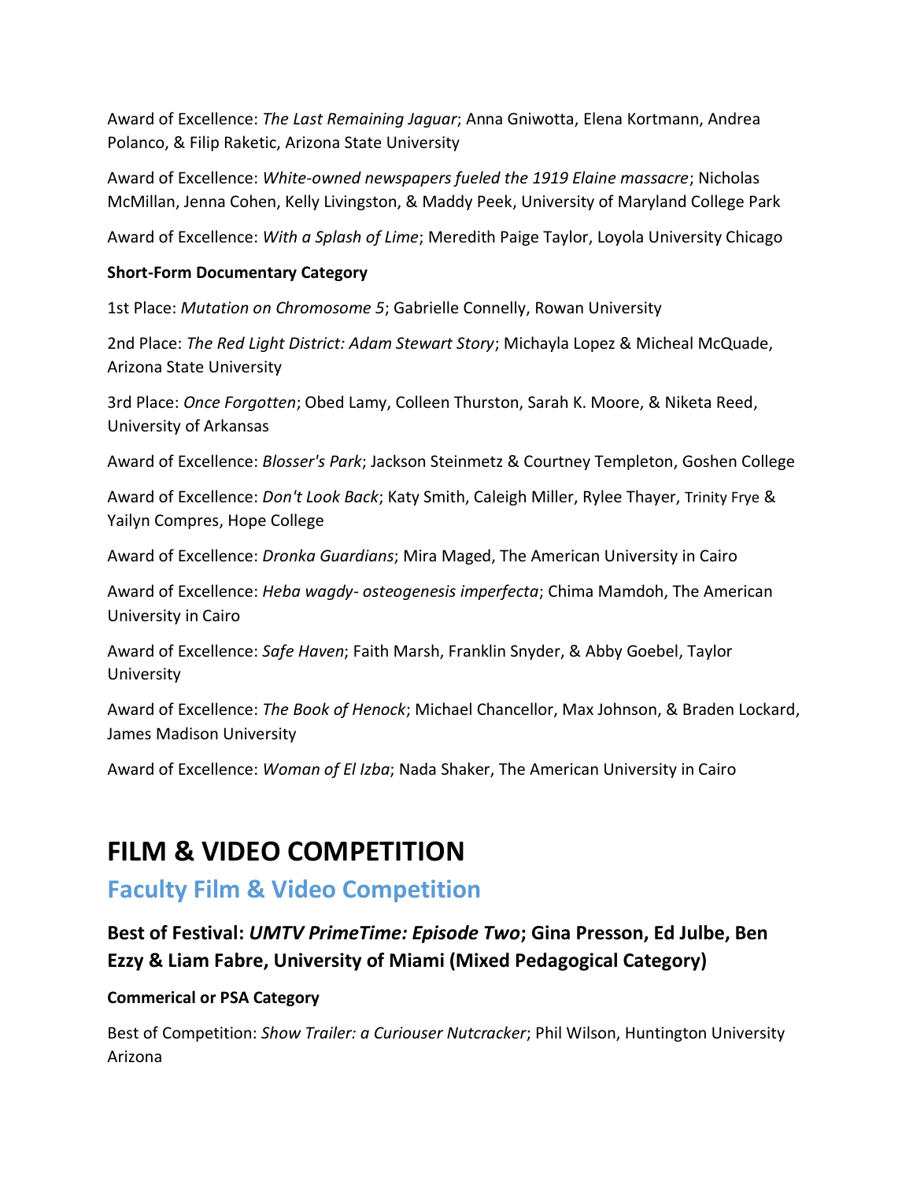Award of Excellence: *The Last Remaining Jaguar*; Anna Gniwotta, Elena Kortmann, Andrea Polanco, & Filip Raketic, Arizona State University

Award of Excellence: *White-owned newspapers fueled the 1919 Elaine massacre*; Nicholas McMillan, Jenna Cohen, Kelly Livingston, & Maddy Peek, University of Maryland College Park

Award of Excellence: *With a Splash of Lime*; Meredith Paige Taylor, Loyola University Chicago

**Short-Form Documentary Category**

1st Place: *Mutation on Chromosome 5*; Gabrielle Connelly, Rowan University

2nd Place: *The Red Light District: Adam Stewart Story*; Michayla Lopez & Micheal McQuade, Arizona State University

3rd Place: *Once Forgotten*; Obed Lamy, Colleen Thurston, Sarah K. Moore, & Niketa Reed, University of Arkansas

Award of Excellence: *Blosser's Park*; Jackson Steinmetz & Courtney Templeton, Goshen College

Award of Excellence: *Don't Look Back*; Katy Smith, Caleigh Miller, Rylee Thayer, Trinity Frye & Yailyn Compres, Hope College

Award of Excellence: *Dronka Guardians*; Mira Maged, The American University in Cairo

Award of Excellence: *Heba wagdy- osteogenesis imperfecta*; Chima Mamdoh, The American University in Cairo

Award of Excellence: *Safe Haven*; Faith Marsh, Franklin Snyder, & Abby Goebel, Taylor University

Award of Excellence: *The Book of Henock*; Michael Chancellor, Max Johnson, & Braden Lockard, James Madison University

Award of Excellence: *Woman of El Izba*; Nada Shaker, The American University in Cairo

# FILM & VIDEO COMPETITION

## Faculty Film & Video Competition

### Best of Festival: *UMTV PrimeTime: Episode Two*; Gina Presson, Ed Julbe, Ben Ezzy & Liam Fabre, University of Miami (Mixed Pedagogical Category)

**Commerical or PSA Category**

Best of Competition: *Show Trailer: a Curiouser Nutcracker*; Phil Wilson, Huntington University Arizona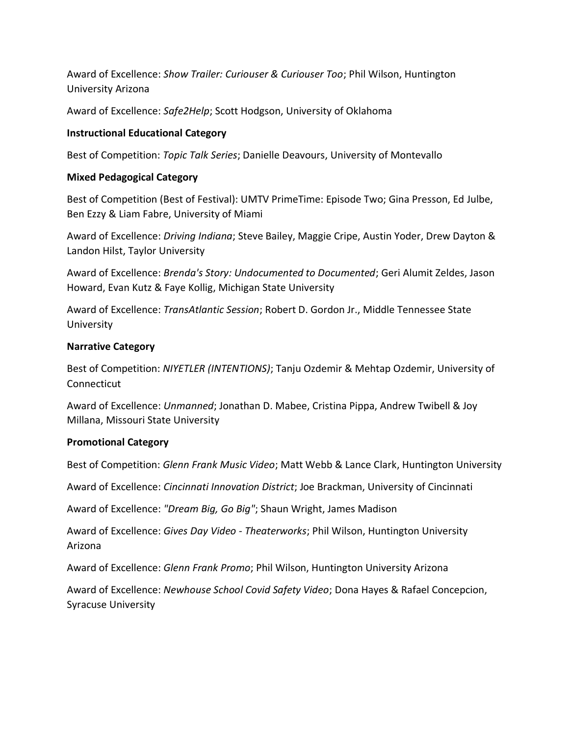Award of Excellence: *Show Trailer: Curiouser & Curiouser Too*; Phil Wilson, Huntington University Arizona

Award of Excellence: *Safe2Help*; Scott Hodgson, University of Oklahoma

**Instructional Educational Category**

Best of Competition: *Topic Talk Series*; Danielle Deavours, University of Montevallo

**Mixed Pedagogical Category**

Best of Competition (Best of Festival): UMTV PrimeTime: Episode Two; Gina Presson, Ed Julbe, Ben Ezzy & Liam Fabre, University of Miami

Award of Excellence: *Driving Indiana*; Steve Bailey, Maggie Cripe, Austin Yoder, Drew Dayton & Landon Hilst, Taylor University

Award of Excellence: *Brenda's Story: Undocumented to Documented*; Geri Alumit Zeldes, Jason Howard, Evan Kutz & Faye Kollig, Michigan State University

Award of Excellence: *TransAtlantic Session*; Robert D. Gordon Jr., Middle Tennessee State University

**Narrative Category**

Best of Competition: *NIYETLER (INTENTIONS)*; Tanju Ozdemir & Mehtap Ozdemir, University of Connecticut

Award of Excellence: *Unmanned*; Jonathan D. Mabee, Cristina Pippa, Andrew Twibell & Joy Millana, Missouri State University

**Promotional Category**

Best of Competition: *Glenn Frank Music Video*; Matt Webb & Lance Clark, Huntington University

Award of Excellence: *Cincinnati Innovation District*; Joe Brackman, University of Cincinnati

Award of Excellence: *"Dream Big, Go Big"*; Shaun Wright, James Madison

Award of Excellence: *Gives Day Video - Theaterworks*; Phil Wilson, Huntington University Arizona

Award of Excellence: *Glenn Frank Promo*; Phil Wilson, Huntington University Arizona

Award of Excellence: *Newhouse School Covid Safety Video*; Dona Hayes & Rafael Concepcion, Syracuse University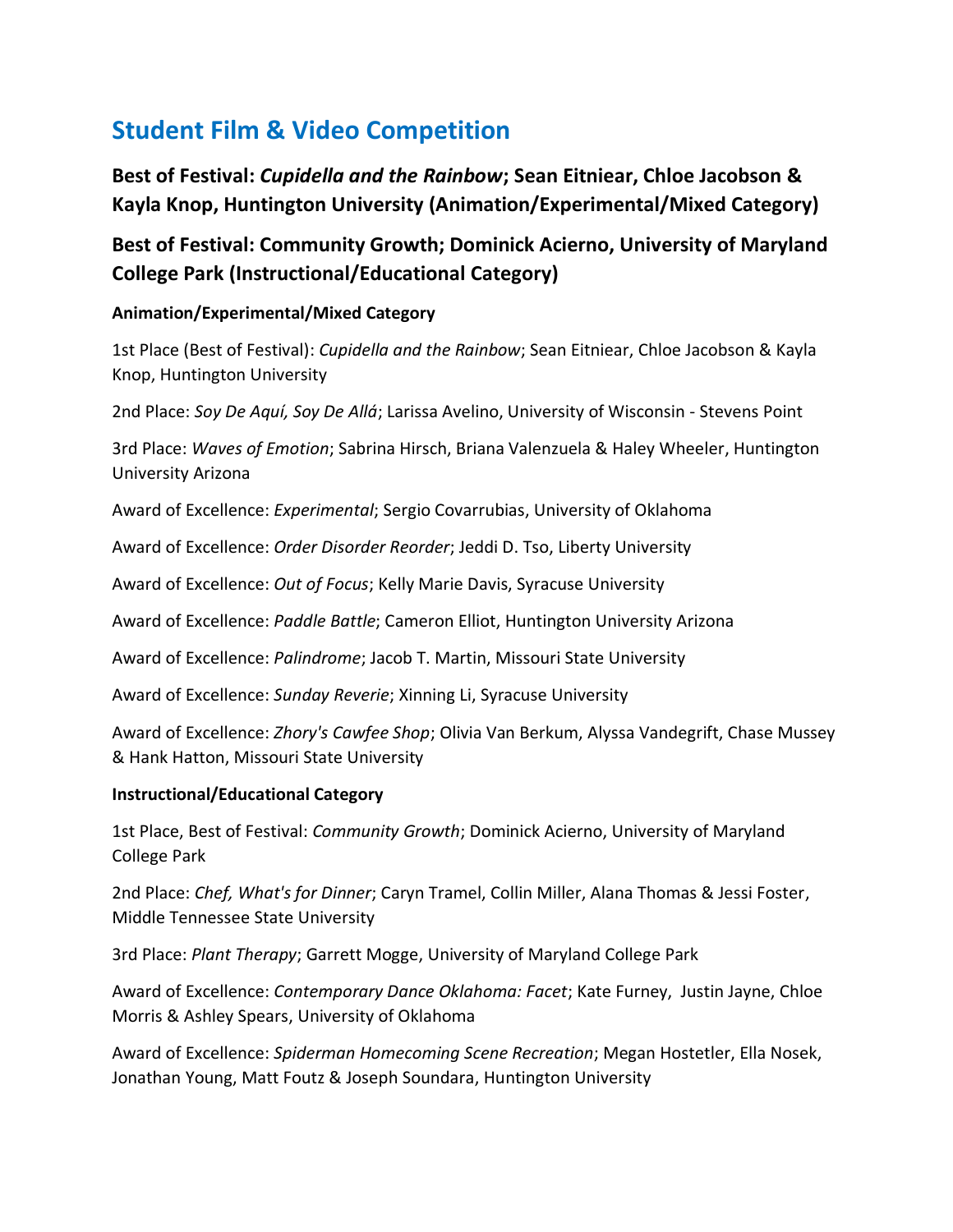## Student Film & Video Competition

### Best of Festival: *Cupidella and the Rainbow*; Sean Eitniear, Chloe Jacobson & Kayla Knop, Huntington University (Animation/Experimental/Mixed Category)

### Best of Festival: Community Growth; Dominick Acierno, University of Maryland College Park (Instructional/Educational Category)

**Animation/Experimental/Mixed Category**

1st Place (Best of Festival): *Cupidella and the Rainbow*; Sean Eitniear, Chloe Jacobson & Kayla Knop, Huntington University

2nd Place: *Soy De Aquí, Soy De Allá*; Larissa Avelino, University of Wisconsin - Stevens Point

3rd Place: *Waves of Emotion*; Sabrina Hirsch, Briana Valenzuela & Haley Wheeler, Huntington University Arizona

Award of Excellence: *Experimental*; Sergio Covarrubias, University of Oklahoma

Award of Excellence: *Order Disorder Reorder*; Jeddi D. Tso, Liberty University

Award of Excellence: *Out of Focus*; Kelly Marie Davis, Syracuse University

Award of Excellence: *Paddle Battle*; Cameron Elliot, Huntington University Arizona

Award of Excellence: *Palindrome*; Jacob T. Martin, Missouri State University

Award of Excellence: *Sunday Reverie*; Xinning Li, Syracuse University

Award of Excellence: *Zhory's Cawfee Shop*; Olivia Van Berkum, Alyssa Vandegrift, Chase Mussey & Hank Hatton, Missouri State University

**Instructional/Educational Category**

1st Place, Best of Festival: *Community Growth*; Dominick Acierno, University of Maryland College Park

2nd Place: *Chef, What's for Dinner*; Caryn Tramel, Collin Miller, Alana Thomas & Jessi Foster, Middle Tennessee State University

3rd Place: *Plant Therapy*; Garrett Mogge, University of Maryland College Park

Award of Excellence: *Contemporary Dance Oklahoma: Facet*; Kate Furney, Justin Jayne, Chloe Morris & Ashley Spears, University of Oklahoma

Award of Excellence: *Spiderman Homecoming Scene Recreation*; Megan Hostetler, Ella Nosek, Jonathan Young, Matt Foutz & Joseph Soundara, Huntington University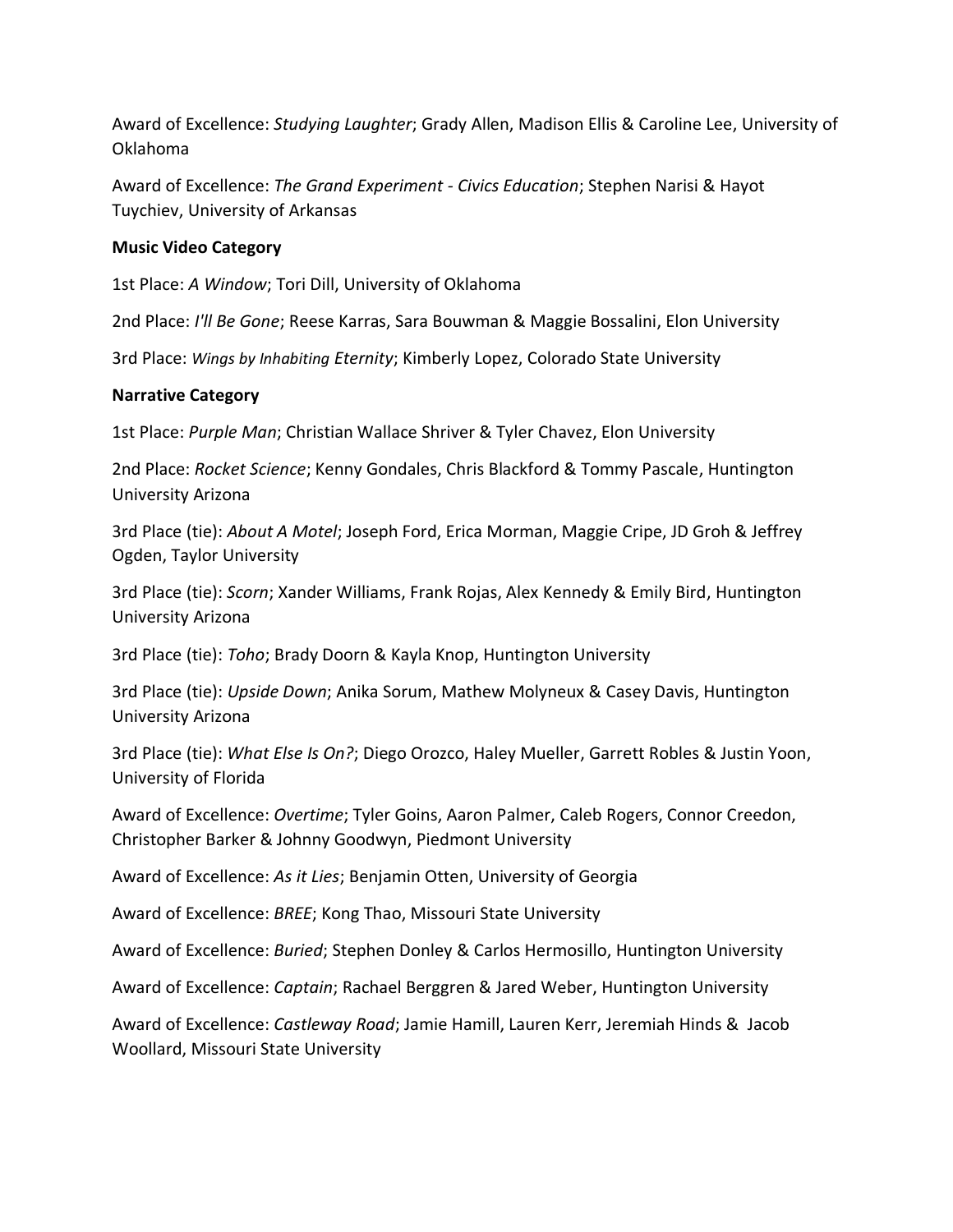Award of Excellence: *Studying Laughter*; Grady Allen, Madison Ellis & Caroline Lee, University of Oklahoma

Award of Excellence: *The Grand Experiment - Civics Education*; Stephen Narisi & Hayot Tuychiev, University of Arkansas

**Music Video Category**

1st Place: *A Window*; Tori Dill, University of Oklahoma

2nd Place: *I'll Be Gone*; Reese Karras, Sara Bouwman & Maggie Bossalini, Elon University

3rd Place: *Wings by Inhabiting Eternity*; Kimberly Lopez, Colorado State University

**Narrative Category**

1st Place: *Purple Man*; Christian Wallace Shriver & Tyler Chavez, Elon University

2nd Place: *Rocket Science*; Kenny Gondales, Chris Blackford & Tommy Pascale, Huntington University Arizona

3rd Place (tie): *About A Motel*; Joseph Ford, Erica Morman, Maggie Cripe, JD Groh & Jeffrey Ogden, Taylor University

3rd Place (tie): *Scorn*; Xander Williams, Frank Rojas, Alex Kennedy & Emily Bird, Huntington University Arizona

3rd Place (tie): *Toho*; Brady Doorn & Kayla Knop, Huntington University

3rd Place (tie): *Upside Down*; Anika Sorum, Mathew Molyneux & Casey Davis, Huntington University Arizona

3rd Place (tie): *What Else Is On?*; Diego Orozco, Haley Mueller, Garrett Robles & Justin Yoon, University of Florida

Award of Excellence: *Overtime*; Tyler Goins, Aaron Palmer, Caleb Rogers, Connor Creedon, Christopher Barker & Johnny Goodwyn, Piedmont University

Award of Excellence: *As it Lies*; Benjamin Otten, University of Georgia

Award of Excellence: *BREE*; Kong Thao, Missouri State University

Award of Excellence: *Buried*; Stephen Donley & Carlos Hermosillo, Huntington University

Award of Excellence: *Captain*; Rachael Berggren & Jared Weber, Huntington University

Award of Excellence: *Castleway Road*; Jamie Hamill, Lauren Kerr, Jeremiah Hinds & Jacob Woollard, Missouri State University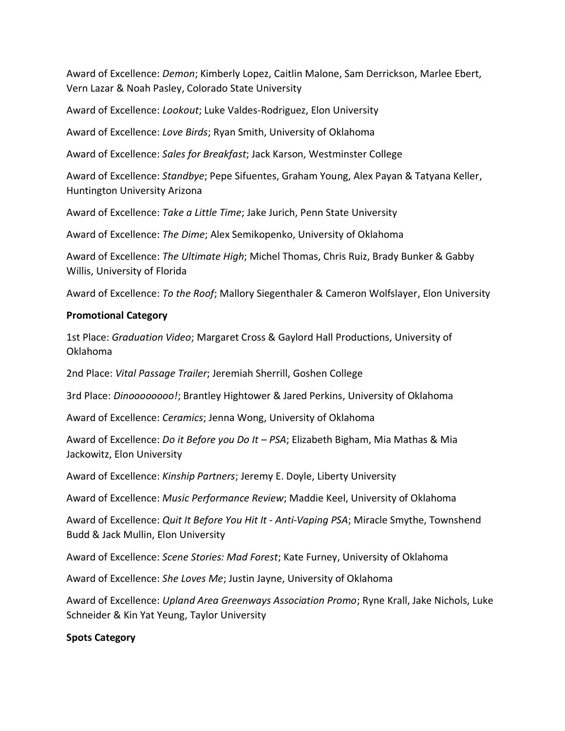Award of Excellence: *Demon*; Kimberly Lopez, Caitlin Malone, Sam Derrickson, Marlee Ebert, Vern Lazar & Noah Pasley, Colorado State University

Award of Excellence: *Lookout*; Luke Valdes-Rodriguez, Elon University

Award of Excellence: *Love Birds*; Ryan Smith, University of Oklahoma

Award of Excellence: *Sales for Breakfast*; Jack Karson, Westminster College

Award of Excellence: *Standbye*; Pepe Sifuentes, Graham Young, Alex Payan & Tatyana Keller, Huntington University Arizona

Award of Excellence: *Take a Little Time*; Jake Jurich, Penn State University

Award of Excellence: *The Dime*; Alex Semikopenko, University of Oklahoma

Award of Excellence: *The Ultimate High*; Michel Thomas, Chris Ruiz, Brady Bunker & Gabby Willis, University of Florida

Award of Excellence: *To the Roof*; Mallory Siegenthaler & Cameron Wolfslayer, Elon University

**Promotional Category**

1st Place: *Graduation Video*; Margaret Cross & Gaylord Hall Productions, University of Oklahoma

2nd Place: *Vital Passage Trailer*; Jeremiah Sherrill, Goshen College

3rd Place: *Dinooooooooo!*; Brantley Hightower & Jared Perkins, University of Oklahoma

Award of Excellence: *Ceramics*; Jenna Wong, University of Oklahoma

Award of Excellence: *Do it Before you Do It – PSA*; Elizabeth Bigham, Mia Mathas & Mia Jackowitz, Elon University

Award of Excellence: *Kinship Partners*; Jeremy E. Doyle, Liberty University

Award of Excellence: *Music Performance Review*; Maddie Keel, University of Oklahoma

Award of Excellence: *Quit It Before You Hit It - Anti-Vaping PSA*; Miracle Smythe, Townshend Budd & Jack Mullin, Elon University

Award of Excellence: *Scene Stories: Mad Forest*; Kate Furney, University of Oklahoma

Award of Excellence: *She Loves Me*; Justin Jayne, University of Oklahoma

Award of Excellence: *Upland Area Greenways Association Promo*; Ryne Krall, Jake Nichols, Luke Schneider & Kin Yat Yeung, Taylor University

**Spots Category**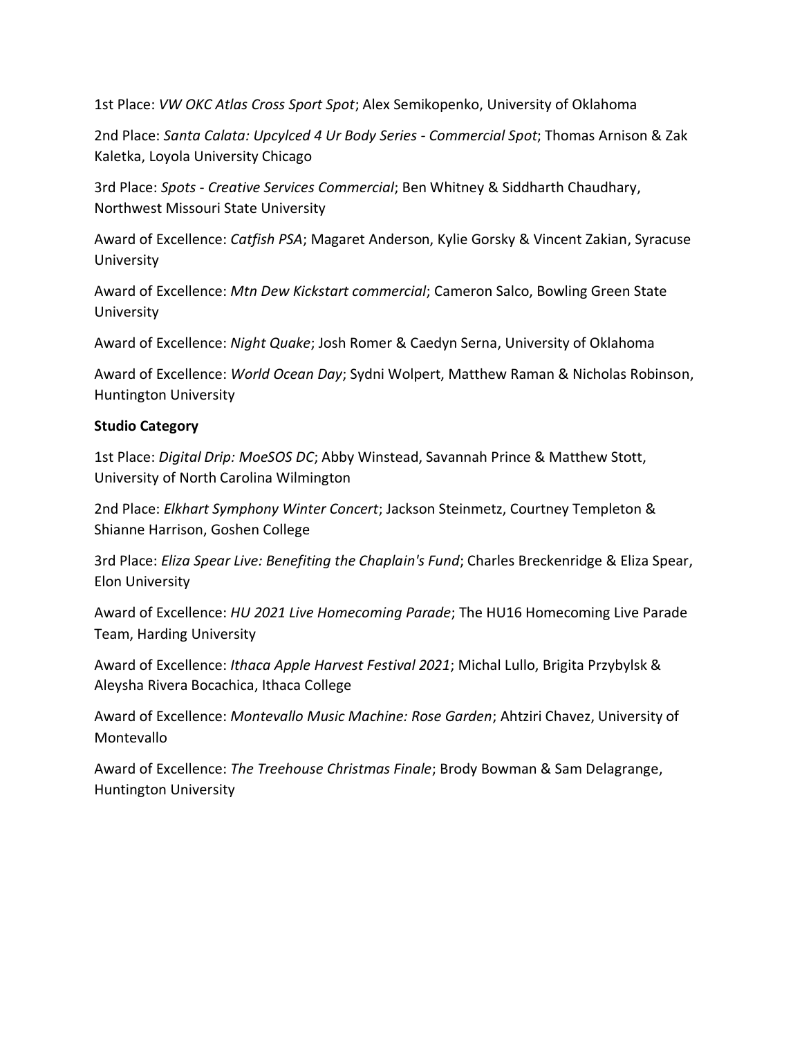1st Place: *VW OKC Atlas Cross Sport Spot*; Alex Semikopenko, University of Oklahoma

2nd Place: *Santa Calata: Upcylced 4 Ur Body Series - Commercial Spot*; Thomas Arnison & Zak Kaletka, Loyola University Chicago

3rd Place: *Spots - Creative Services Commercial*; Ben Whitney & Siddharth Chaudhary, Northwest Missouri State University

Award of Excellence: *Catfish PSA*; Magaret Anderson, Kylie Gorsky & Vincent Zakian, Syracuse University

Award of Excellence: *Mtn Dew Kickstart commercial*; Cameron Salco, Bowling Green State University

Award of Excellence: *Night Quake*; Josh Romer & Caedyn Serna, University of Oklahoma

Award of Excellence: *World Ocean Day*; Sydni Wolpert, Matthew Raman & Nicholas Robinson, Huntington University

**Studio Category**

1st Place: *Digital Drip: MoeSOS DC*; Abby Winstead, Savannah Prince & Matthew Stott, University of North Carolina Wilmington

2nd Place: *Elkhart Symphony Winter Concert*; Jackson Steinmetz, Courtney Templeton & Shianne Harrison, Goshen College

3rd Place: *Eliza Spear Live: Benefiting the Chaplain's Fund*; Charles Breckenridge & Eliza Spear, Elon University

Award of Excellence: *HU 2021 Live Homecoming Parade*; The HU16 Homecoming Live Parade Team, Harding University

Award of Excellence: *Ithaca Apple Harvest Festival 2021*; Michal Lullo, Brigita Przybylsk & Aleysha Rivera Bocachica, Ithaca College

Award of Excellence: *Montevallo Music Machine: Rose Garden*; Ahtziri Chavez, University of Montevallo

Award of Excellence: *The Treehouse Christmas Finale*; Brody Bowman & Sam Delagrange, Huntington University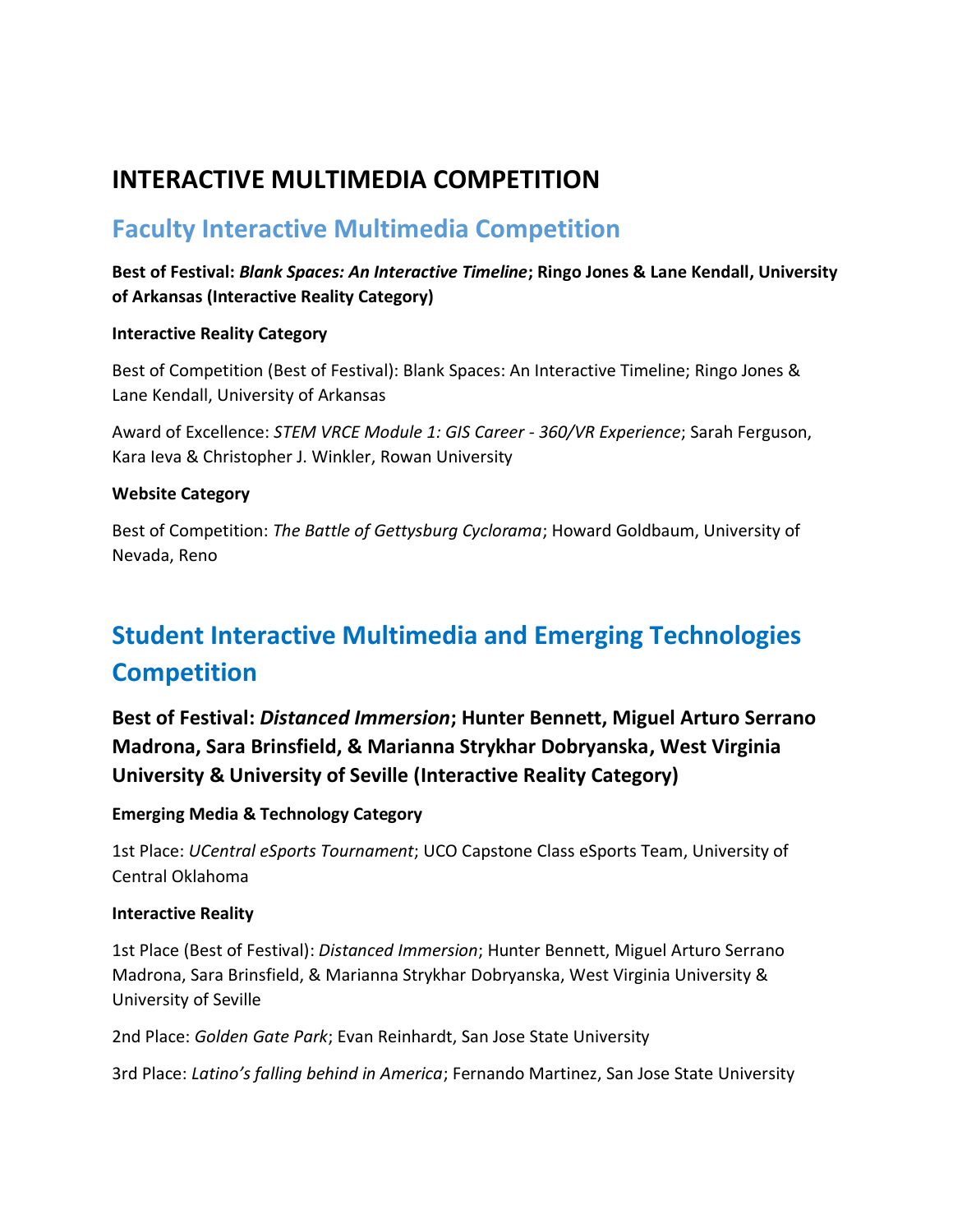# INTERACTIVE MULTIMEDIA COMPETITION

## Faculty Interactive Multimedia Competition

**Best of Festival: *Blank Spaces: An Interactive Timeline*; Ringo Jones & Lane Kendall, University of Arkansas (Interactive Reality Category)**

**Interactive Reality Category**

Best of Competition (Best of Festival): Blank Spaces: An Interactive Timeline; Ringo Jones & Lane Kendall, University of Arkansas

Award of Excellence: *STEM VRCE Module 1: GIS Career - 360/VR Experience*; Sarah Ferguson, Kara Ieva & Christopher J. Winkler, Rowan University

**Website Category**

Best of Competition: *The Battle of Gettysburg Cyclorama*; Howard Goldbaum, University of Nevada, Reno

## Student Interactive Multimedia and Emerging Technologies Competition

### Best of Festival: *Distanced Immersion*; Hunter Bennett, Miguel Arturo Serrano Madrona, Sara Brinsfield, & Marianna Strykhar Dobryanska, West Virginia University & University of Seville (Interactive Reality Category)

**Emerging Media & Technology Category**

1st Place: *UCentral eSports Tournament*; UCO Capstone Class eSports Team, University of Central Oklahoma

**Interactive Reality**

1st Place (Best of Festival): *Distanced Immersion*; Hunter Bennett, Miguel Arturo Serrano Madrona, Sara Brinsfield, & Marianna Strykhar Dobryanska, West Virginia University & University of Seville

2nd Place: *Golden Gate Park*; Evan Reinhardt, San Jose State University

3rd Place: *Latino's falling behind in America*; Fernando Martinez, San Jose State University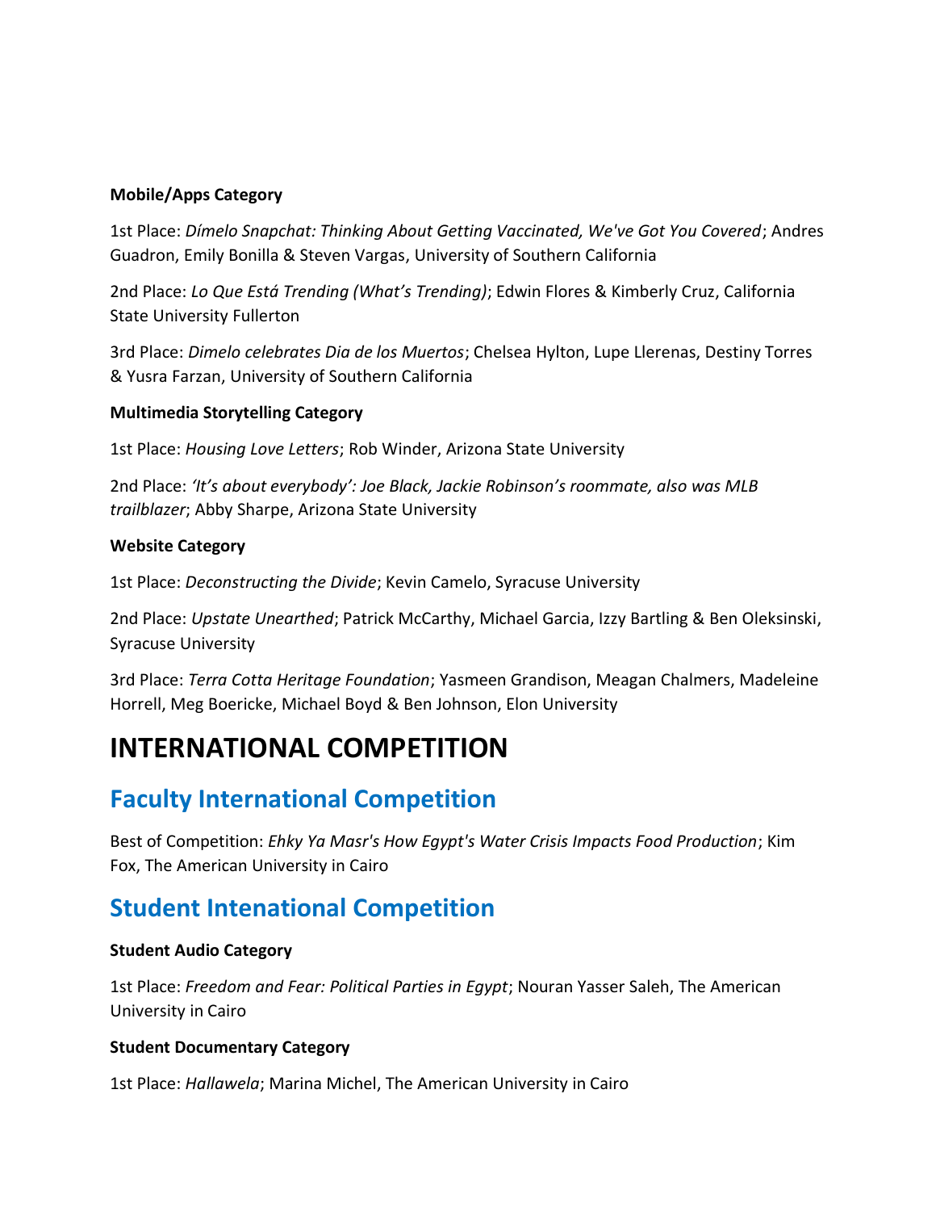**Mobile/Apps Category**

1st Place: *Dímelo Snapchat: Thinking About Getting Vaccinated, We've Got You Covered*; Andres Guadron, Emily Bonilla & Steven Vargas, University of Southern California

2nd Place: *Lo Que Está Trending (What's Trending)*; Edwin Flores & Kimberly Cruz, California State University Fullerton

3rd Place: *Dimelo celebrates Dia de los Muertos*; Chelsea Hylton, Lupe Llerenas, Destiny Torres & Yusra Farzan, University of Southern California

**Multimedia Storytelling Category**

1st Place: *Housing Love Letters*; Rob Winder, Arizona State University

2nd Place: *'It's about everybody': Joe Black, Jackie Robinson's roommate, also was MLB trailblazer*; Abby Sharpe, Arizona State University

**Website Category**

1st Place: *Deconstructing the Divide*; Kevin Camelo, Syracuse University

2nd Place: *Upstate Unearthed*; Patrick McCarthy, Michael Garcia, Izzy Bartling & Ben Oleksinski, Syracuse University

3rd Place: *Terra Cotta Heritage Foundation*; Yasmeen Grandison, Meagan Chalmers, Madeleine Horrell, Meg Boericke, Michael Boyd & Ben Johnson, Elon University

# INTERNATIONAL COMPETITION

## Faculty International Competition

Best of Competition: *Ehky Ya Masr's How Egypt's Water Crisis Impacts Food Production*; Kim Fox, The American University in Cairo

## Student Intenational Competition

**Student Audio Category**

1st Place: *Freedom and Fear: Political Parties in Egypt*; Nouran Yasser Saleh, The American University in Cairo

**Student Documentary Category**

1st Place: *Hallawela*; Marina Michel, The American University in Cairo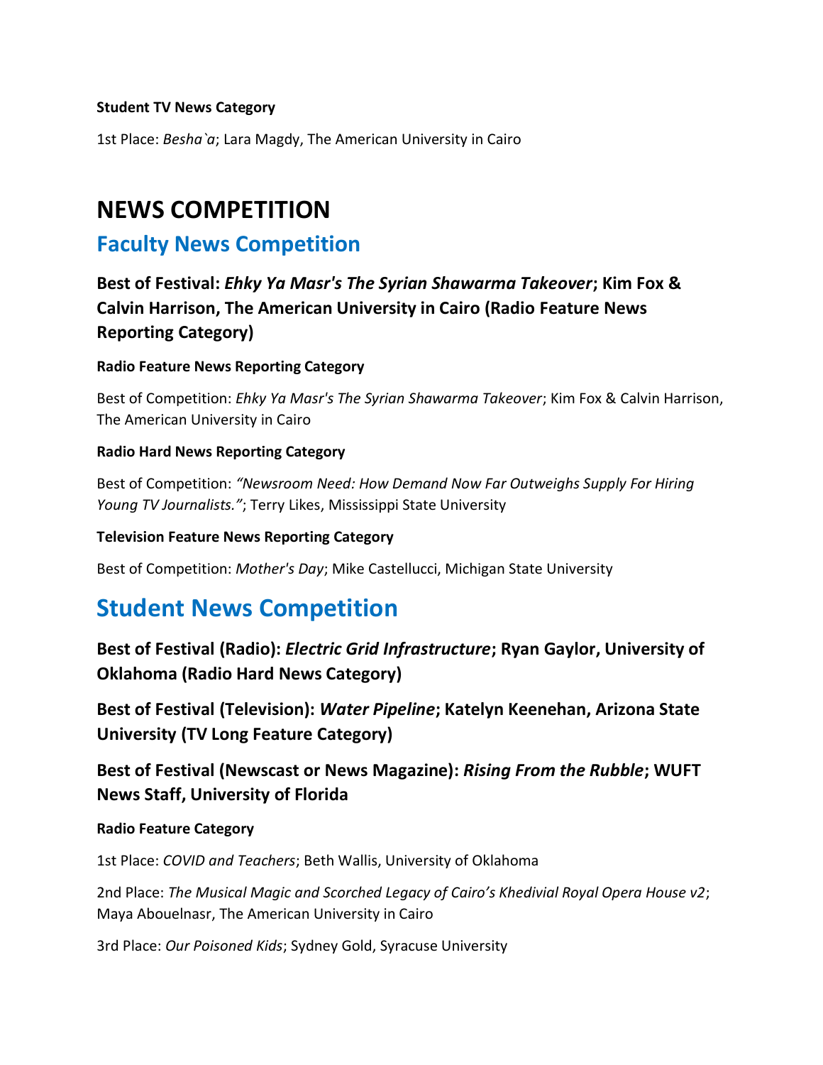**Student TV News Category**

1st Place: *Besha`a*; Lara Magdy, The American University in Cairo

# NEWS COMPETITION

## Faculty News Competition

### Best of Festival: *Ehky Ya Masr's The Syrian Shawarma Takeover*; Kim Fox & Calvin Harrison, The American University in Cairo (Radio Feature News Reporting Category)

**Radio Feature News Reporting Category**

Best of Competition: *Ehky Ya Masr's The Syrian Shawarma Takeover*; Kim Fox & Calvin Harrison, The American University in Cairo

**Radio Hard News Reporting Category**

Best of Competition: *"Newsroom Need: How Demand Now Far Outweighs Supply For Hiring Young TV Journalists."*; Terry Likes, Mississippi State University

**Television Feature News Reporting Category**

Best of Competition: *Mother's Day*; Mike Castellucci, Michigan State University

## Student News Competition

### Best of Festival (Radio): *Electric Grid Infrastructure*; Ryan Gaylor, University of Oklahoma (Radio Hard News Category)

### Best of Festival (Television): *Water Pipeline*; Katelyn Keenehan, Arizona State University (TV Long Feature Category)

### Best of Festival (Newscast or News Magazine): *Rising From the Rubble*; WUFT News Staff, University of Florida

**Radio Feature Category**

1st Place: *COVID and Teachers*; Beth Wallis, University of Oklahoma

2nd Place: *The Musical Magic and Scorched Legacy of Cairo's Khedivial Royal Opera House v2*; Maya Abouelnasr, The American University in Cairo

3rd Place: *Our Poisoned Kids*; Sydney Gold, Syracuse University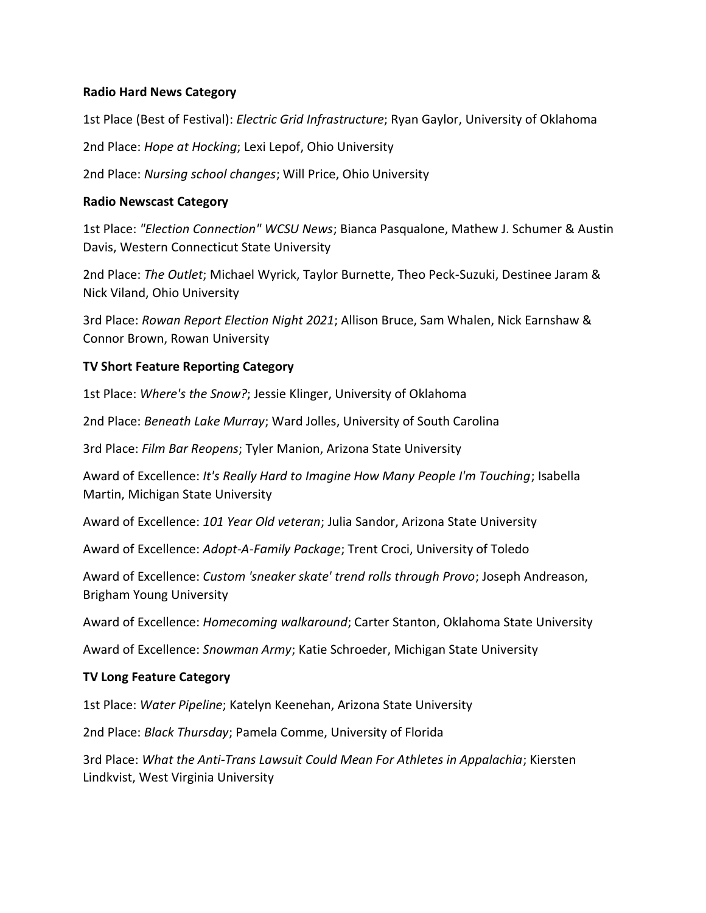**Radio Hard News Category**

1st Place (Best of Festival): *Electric Grid Infrastructure*; Ryan Gaylor, University of Oklahoma

2nd Place: *Hope at Hocking*; Lexi Lepof, Ohio University

2nd Place: *Nursing school changes*; Will Price, Ohio University

**Radio Newscast Category**

1st Place: *"Election Connection" WCSU News*; Bianca Pasqualone, Mathew J. Schumer & Austin Davis, Western Connecticut State University

2nd Place: *The Outlet*; Michael Wyrick, Taylor Burnette, Theo Peck-Suzuki, Destinee Jaram & Nick Viland, Ohio University

3rd Place: *Rowan Report Election Night 2021*; Allison Bruce, Sam Whalen, Nick Earnshaw & Connor Brown, Rowan University

**TV Short Feature Reporting Category**

1st Place: *Where's the Snow?*; Jessie Klinger, University of Oklahoma

2nd Place: *Beneath Lake Murray*; Ward Jolles, University of South Carolina

3rd Place: *Film Bar Reopens*; Tyler Manion, Arizona State University

Award of Excellence: *It's Really Hard to Imagine How Many People I'm Touching*; Isabella Martin, Michigan State University

Award of Excellence: *101 Year Old veteran*; Julia Sandor, Arizona State University

Award of Excellence: *Adopt-A-Family Package*; Trent Croci, University of Toledo

Award of Excellence: *Custom 'sneaker skate' trend rolls through Provo*; Joseph Andreason, Brigham Young University

Award of Excellence: *Homecoming walkaround*; Carter Stanton, Oklahoma State University

Award of Excellence: *Snowman Army*; Katie Schroeder, Michigan State University

**TV Long Feature Category**

1st Place: *Water Pipeline*; Katelyn Keenehan, Arizona State University

2nd Place: *Black Thursday*; Pamela Comme, University of Florida

3rd Place: *What the Anti-Trans Lawsuit Could Mean For Athletes in Appalachia*; Kiersten Lindkvist, West Virginia University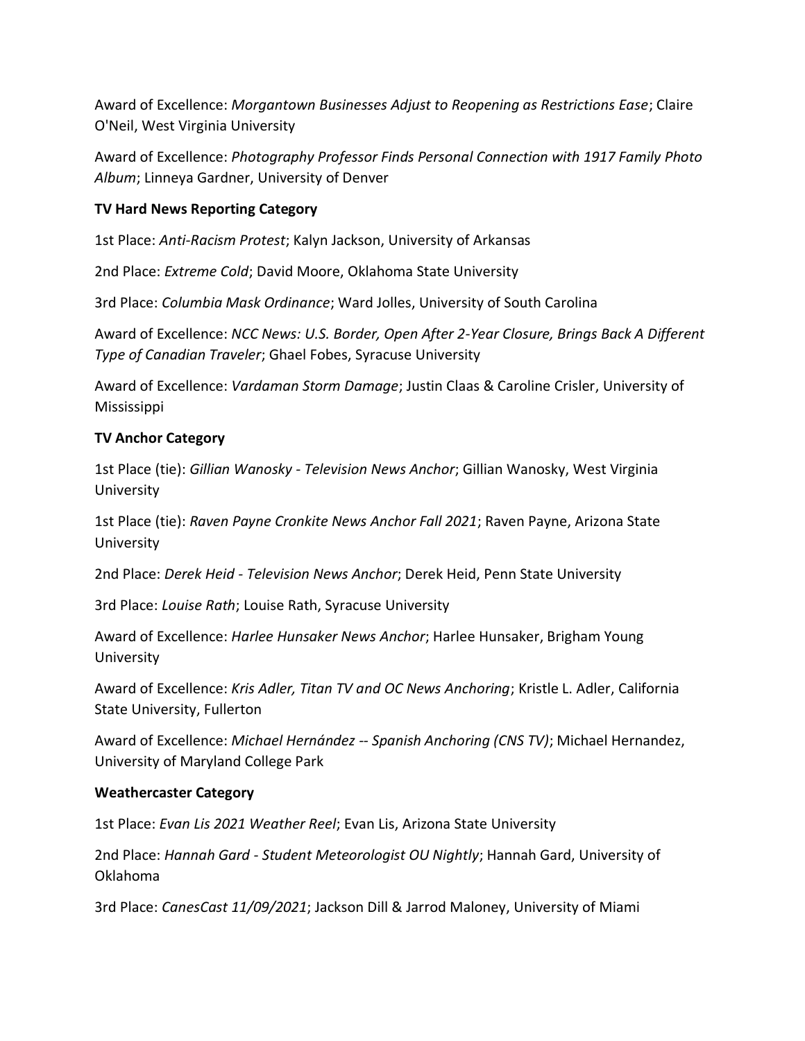Award of Excellence: *Morgantown Businesses Adjust to Reopening as Restrictions Ease*; Claire O'Neil, West Virginia University

Award of Excellence: *Photography Professor Finds Personal Connection with 1917 Family Photo Album*; Linneya Gardner, University of Denver

**TV Hard News Reporting Category**

1st Place: *Anti-Racism Protest*; Kalyn Jackson, University of Arkansas

2nd Place: *Extreme Cold*; David Moore, Oklahoma State University

3rd Place: *Columbia Mask Ordinance*; Ward Jolles, University of South Carolina

Award of Excellence: *NCC News: U.S. Border, Open After 2-Year Closure, Brings Back A Different Type of Canadian Traveler*; Ghael Fobes, Syracuse University

Award of Excellence: *Vardaman Storm Damage*; Justin Claas & Caroline Crisler, University of Mississippi

**TV Anchor Category**

1st Place (tie): *Gillian Wanosky - Television News Anchor*; Gillian Wanosky, West Virginia University

1st Place (tie): *Raven Payne Cronkite News Anchor Fall 2021*; Raven Payne, Arizona State University

2nd Place: *Derek Heid - Television News Anchor*; Derek Heid, Penn State University

3rd Place: *Louise Rath*; Louise Rath, Syracuse University

Award of Excellence: *Harlee Hunsaker News Anchor*; Harlee Hunsaker, Brigham Young University

Award of Excellence: *Kris Adler, Titan TV and OC News Anchoring*; Kristle L. Adler, California State University, Fullerton

Award of Excellence: *Michael Hernández -- Spanish Anchoring (CNS TV)*; Michael Hernandez, University of Maryland College Park

**Weathercaster Category**

1st Place: *Evan Lis 2021 Weather Reel*; Evan Lis, Arizona State University

2nd Place: *Hannah Gard - Student Meteorologist OU Nightly*; Hannah Gard, University of Oklahoma

3rd Place: *CanesCast 11/09/2021*; Jackson Dill & Jarrod Maloney, University of Miami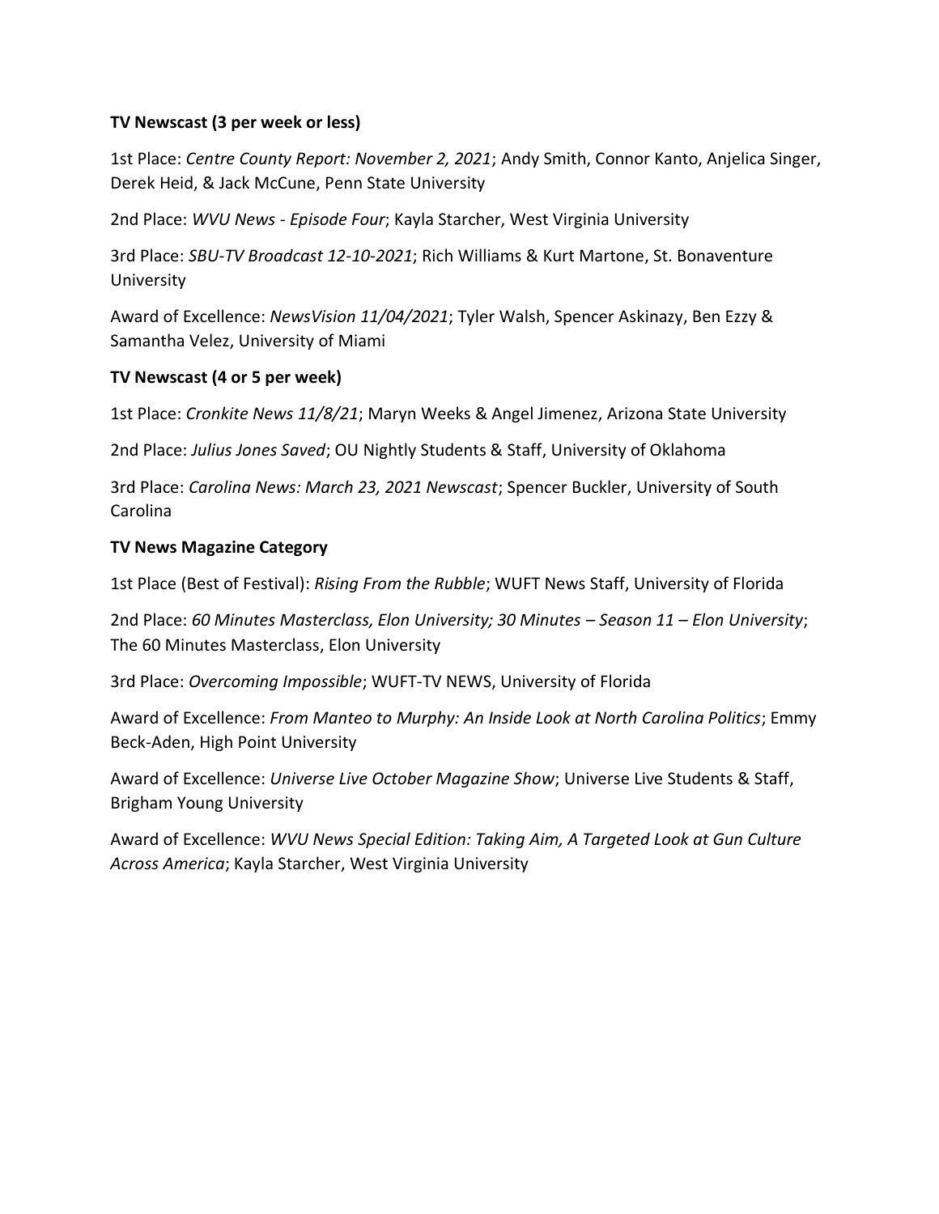**TV Newscast (3 per week or less)**

1st Place: *Centre County Report: November 2, 2021*; Andy Smith, Connor Kanto, Anjelica Singer, Derek Heid, & Jack McCune, Penn State University

2nd Place: *WVU News - Episode Four*; Kayla Starcher, West Virginia University

3rd Place: *SBU-TV Broadcast 12-10-2021*; Rich Williams & Kurt Martone, St. Bonaventure University

Award of Excellence: *NewsVision 11/04/2021*; Tyler Walsh, Spencer Askinazy, Ben Ezzy & Samantha Velez, University of Miami

**TV Newscast (4 or 5 per week)**

1st Place: *Cronkite News 11/8/21*; Maryn Weeks & Angel Jimenez, Arizona State University

2nd Place: *Julius Jones Saved*; OU Nightly Students & Staff, University of Oklahoma

3rd Place: *Carolina News: March 23, 2021 Newscast*; Spencer Buckler, University of South Carolina

**TV News Magazine Category**

1st Place (Best of Festival): *Rising From the Rubble*; WUFT News Staff, University of Florida

2nd Place: *60 Minutes Masterclass, Elon University; 30 Minutes – Season 11 – Elon University*; The 60 Minutes Masterclass, Elon University

3rd Place: *Overcoming Impossible*; WUFT-TV NEWS, University of Florida

Award of Excellence: *From Manteo to Murphy: An Inside Look at North Carolina Politics*; Emmy Beck-Aden, High Point University

Award of Excellence: *Universe Live October Magazine Show*; Universe Live Students & Staff, Brigham Young University

Award of Excellence: *WVU News Special Edition: Taking Aim, A Targeted Look at Gun Culture Across America*; Kayla Starcher, West Virginia University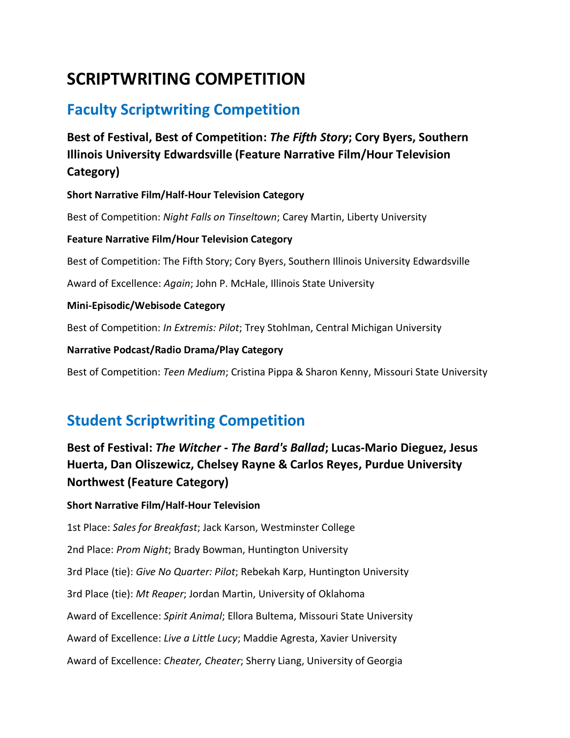# SCRIPTWRITING COMPETITION

## Faculty Scriptwriting Competition

### Best of Festival, Best of Competition: *The Fifth Story*; Cory Byers, Southern Illinois University Edwardsville (Feature Narrative Film/Hour Television Category)

**Short Narrative Film/Half-Hour Television Category**

Best of Competition: *Night Falls on Tinseltown*; Carey Martin, Liberty University

**Feature Narrative Film/Hour Television Category**

Best of Competition: The Fifth Story; Cory Byers, Southern Illinois University Edwardsville

Award of Excellence: *Again*; John P. McHale, Illinois State University

**Mini-Episodic/Webisode Category**

Best of Competition: *In Extremis: Pilot*; Trey Stohlman, Central Michigan University

**Narrative Podcast/Radio Drama/Play Category**

Best of Competition: *Teen Medium*; Cristina Pippa & Sharon Kenny, Missouri State University

## Student Scriptwriting Competition

### Best of Festival: *The Witcher - The Bard's Ballad*; Lucas-Mario Dieguez, Jesus Huerta, Dan Oliszewicz, Chelsey Rayne & Carlos Reyes, Purdue University Northwest (Feature Category)

**Short Narrative Film/Half-Hour Television**

1st Place: *Sales for Breakfast*; Jack Karson, Westminster College

2nd Place: *Prom Night*; Brady Bowman, Huntington University

3rd Place (tie): *Give No Quarter: Pilot*; Rebekah Karp, Huntington University

3rd Place (tie): *Mt Reaper*; Jordan Martin, University of Oklahoma

Award of Excellence: *Spirit Animal*; Ellora Bultema, Missouri State University

Award of Excellence: *Live a Little Lucy*; Maddie Agresta, Xavier University

Award of Excellence: *Cheater, Cheater*; Sherry Liang, University of Georgia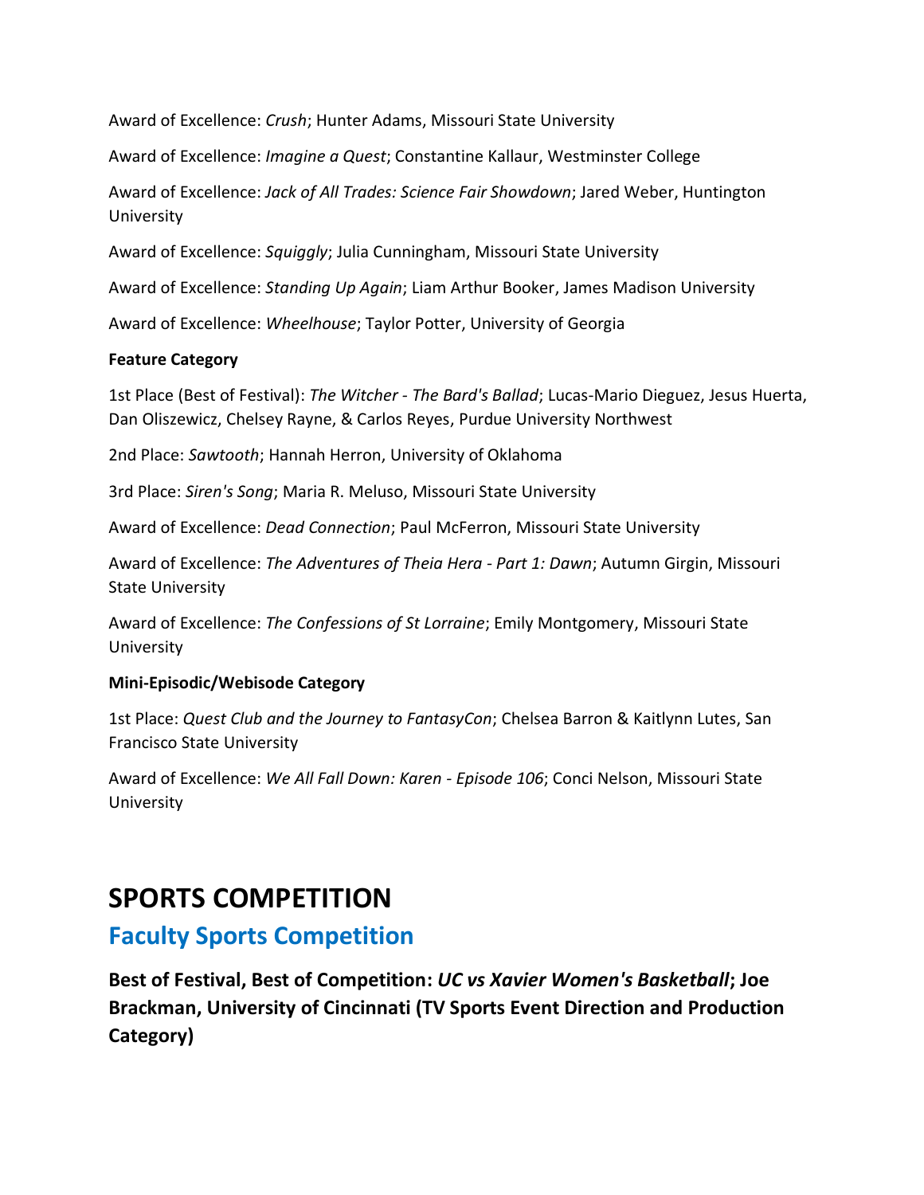Award of Excellence: *Crush*; Hunter Adams, Missouri State University

Award of Excellence: *Imagine a Quest*; Constantine Kallaur, Westminster College

Award of Excellence: *Jack of All Trades: Science Fair Showdown*; Jared Weber, Huntington University

Award of Excellence: *Squiggly*; Julia Cunningham, Missouri State University

Award of Excellence: *Standing Up Again*; Liam Arthur Booker, James Madison University

Award of Excellence: *Wheelhouse*; Taylor Potter, University of Georgia

**Feature Category**

1st Place (Best of Festival): *The Witcher - The Bard's Ballad*; Lucas-Mario Dieguez, Jesus Huerta, Dan Oliszewicz, Chelsey Rayne, & Carlos Reyes, Purdue University Northwest

2nd Place: *Sawtooth*; Hannah Herron, University of Oklahoma

3rd Place: *Siren's Song*; Maria R. Meluso, Missouri State University

Award of Excellence: *Dead Connection*; Paul McFerron, Missouri State University

Award of Excellence: *The Adventures of Theia Hera - Part 1: Dawn*; Autumn Girgin, Missouri State University

Award of Excellence: *The Confessions of St Lorraine*; Emily Montgomery, Missouri State University

**Mini-Episodic/Webisode Category**

1st Place: *Quest Club and the Journey to FantasyCon*; Chelsea Barron & Kaitlynn Lutes, San Francisco State University

Award of Excellence: *We All Fall Down: Karen - Episode 106*; Conci Nelson, Missouri State University

# SPORTS COMPETITION

## Faculty Sports Competition

### Best of Festival, Best of Competition: *UC vs Xavier Women's Basketball*; Joe Brackman, University of Cincinnati (TV Sports Event Direction and Production Category)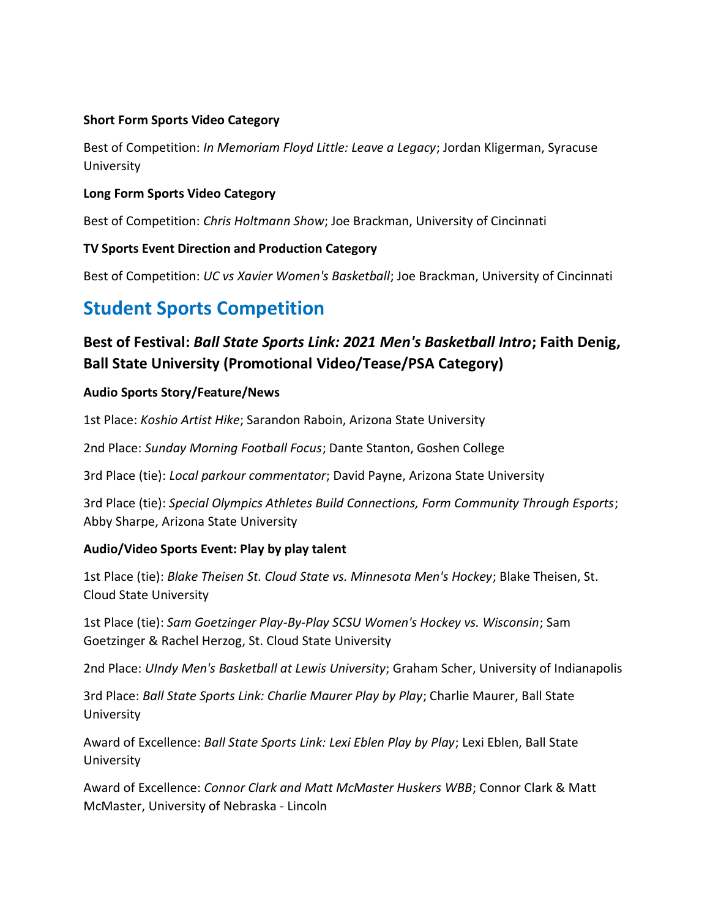**Short Form Sports Video Category**

Best of Competition: *In Memoriam Floyd Little: Leave a Legacy*; Jordan Kligerman, Syracuse University

**Long Form Sports Video Category**

Best of Competition: *Chris Holtmann Show*; Joe Brackman, University of Cincinnati

**TV Sports Event Direction and Production Category**

Best of Competition: *UC vs Xavier Women's Basketball*; Joe Brackman, University of Cincinnati

## Student Sports Competition

### Best of Festival: *Ball State Sports Link: 2021 Men's Basketball Intro*; Faith Denig, Ball State University (Promotional Video/Tease/PSA Category)

**Audio Sports Story/Feature/News**

1st Place: *Koshio Artist Hike*; Sarandon Raboin, Arizona State University

2nd Place: *Sunday Morning Football Focus*; Dante Stanton, Goshen College

3rd Place (tie): *Local parkour commentator*; David Payne, Arizona State University

3rd Place (tie): *Special Olympics Athletes Build Connections, Form Community Through Esports*; Abby Sharpe, Arizona State University

**Audio/Video Sports Event: Play by play talent**

1st Place (tie): *Blake Theisen St. Cloud State vs. Minnesota Men's Hockey*; Blake Theisen, St. Cloud State University

1st Place (tie): *Sam Goetzinger Play-By-Play SCSU Women's Hockey vs. Wisconsin*; Sam Goetzinger & Rachel Herzog, St. Cloud State University

2nd Place: *UIndy Men's Basketball at Lewis University*; Graham Scher, University of Indianapolis

3rd Place: *Ball State Sports Link: Charlie Maurer Play by Play*; Charlie Maurer, Ball State University

Award of Excellence: *Ball State Sports Link: Lexi Eblen Play by Play*; Lexi Eblen, Ball State University

Award of Excellence: *Connor Clark and Matt McMaster Huskers WBB*; Connor Clark & Matt McMaster, University of Nebraska - Lincoln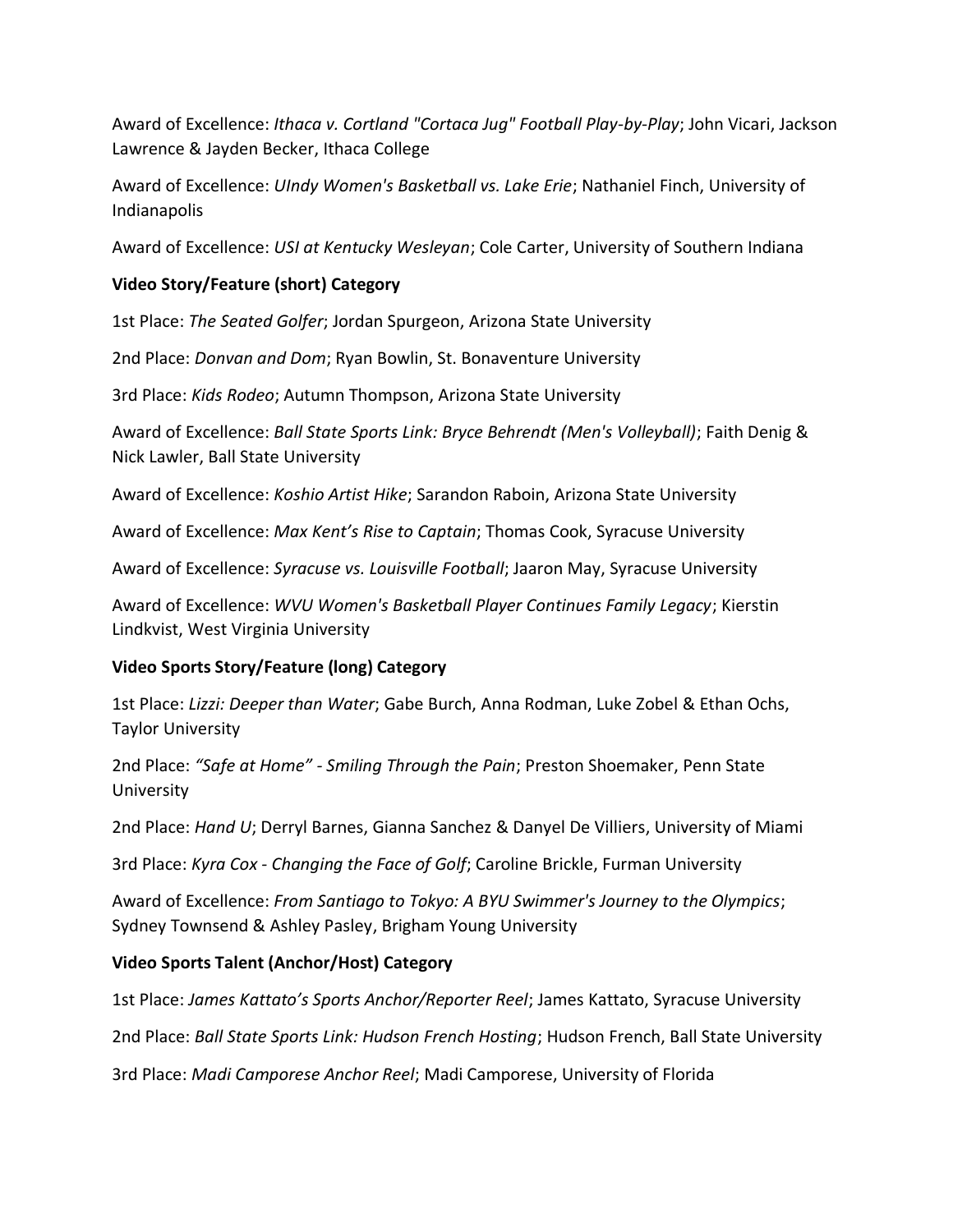Award of Excellence: *Ithaca v. Cortland "Cortaca Jug" Football Play-by-Play*; John Vicari, Jackson Lawrence & Jayden Becker, Ithaca College

Award of Excellence: *UIndy Women's Basketball vs. Lake Erie*; Nathaniel Finch, University of Indianapolis

Award of Excellence: *USI at Kentucky Wesleyan*; Cole Carter, University of Southern Indiana

**Video Story/Feature (short) Category**

1st Place: *The Seated Golfer*; Jordan Spurgeon, Arizona State University

2nd Place: *Donvan and Dom*; Ryan Bowlin, St. Bonaventure University

3rd Place: *Kids Rodeo*; Autumn Thompson, Arizona State University

Award of Excellence: *Ball State Sports Link: Bryce Behrendt (Men's Volleyball)*; Faith Denig & Nick Lawler, Ball State University

Award of Excellence: *Koshio Artist Hike*; Sarandon Raboin, Arizona State University

Award of Excellence: *Max Kent's Rise to Captain*; Thomas Cook, Syracuse University

Award of Excellence: *Syracuse vs. Louisville Football*; Jaaron May, Syracuse University

Award of Excellence: *WVU Women's Basketball Player Continues Family Legacy*; Kierstin Lindkvist, West Virginia University

**Video Sports Story/Feature (long) Category**

1st Place: *Lizzi: Deeper than Water*; Gabe Burch, Anna Rodman, Luke Zobel & Ethan Ochs, Taylor University

2nd Place: *"Safe at Home" - Smiling Through the Pain*; Preston Shoemaker, Penn State University

2nd Place: *Hand U*; Derryl Barnes, Gianna Sanchez & Danyel De Villiers, University of Miami

3rd Place: *Kyra Cox - Changing the Face of Golf*; Caroline Brickle, Furman University

Award of Excellence: *From Santiago to Tokyo: A BYU Swimmer's Journey to the Olympics*; Sydney Townsend & Ashley Pasley, Brigham Young University

**Video Sports Talent (Anchor/Host) Category**

1st Place: *James Kattato's Sports Anchor/Reporter Reel*; James Kattato, Syracuse University

2nd Place: *Ball State Sports Link: Hudson French Hosting*; Hudson French, Ball State University

3rd Place: *Madi Camporese Anchor Reel*; Madi Camporese, University of Florida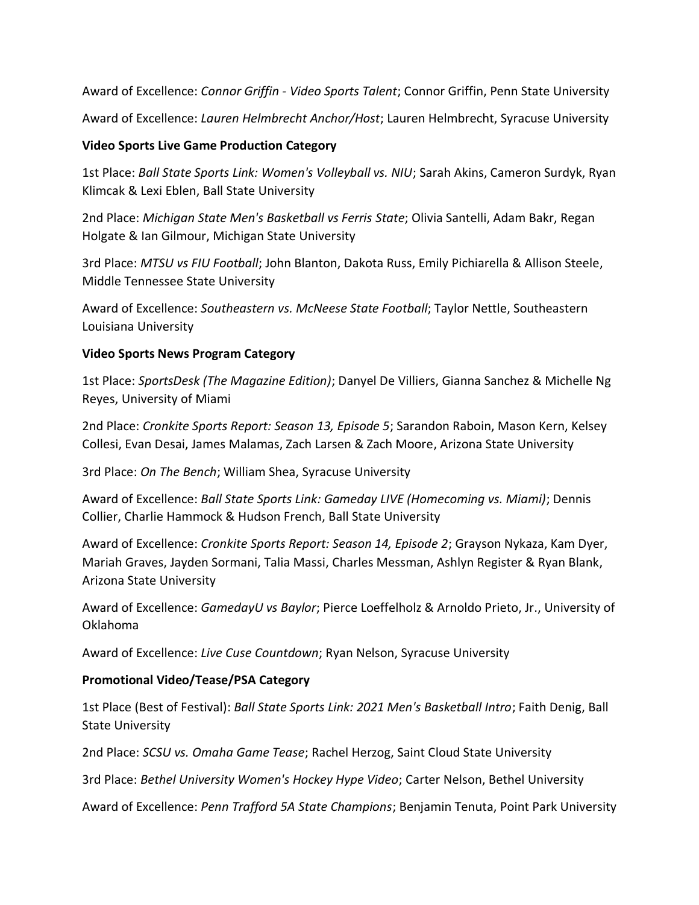Award of Excellence: *Connor Griffin - Video Sports Talent*; Connor Griffin, Penn State University

Award of Excellence: *Lauren Helmbrecht Anchor/Host*; Lauren Helmbrecht, Syracuse University

**Video Sports Live Game Production Category**

1st Place: *Ball State Sports Link: Women's Volleyball vs. NIU*; Sarah Akins, Cameron Surdyk, Ryan Klimcak & Lexi Eblen, Ball State University

2nd Place: *Michigan State Men's Basketball vs Ferris State*; Olivia Santelli, Adam Bakr, Regan Holgate & Ian Gilmour, Michigan State University

3rd Place: *MTSU vs FIU Football*; John Blanton, Dakota Russ, Emily Pichiarella & Allison Steele, Middle Tennessee State University

Award of Excellence: *Southeastern vs. McNeese State Football*; Taylor Nettle, Southeastern Louisiana University

**Video Sports News Program Category**

1st Place: *SportsDesk (The Magazine Edition)*; Danyel De Villiers, Gianna Sanchez & Michelle Ng Reyes, University of Miami

2nd Place: *Cronkite Sports Report: Season 13, Episode 5*; Sarandon Raboin, Mason Kern, Kelsey Collesi, Evan Desai, James Malamas, Zach Larsen & Zach Moore, Arizona State University

3rd Place: *On The Bench*; William Shea, Syracuse University

Award of Excellence: *Ball State Sports Link: Gameday LIVE (Homecoming vs. Miami)*; Dennis Collier, Charlie Hammock & Hudson French, Ball State University

Award of Excellence: *Cronkite Sports Report: Season 14, Episode 2*; Grayson Nykaza, Kam Dyer, Mariah Graves, Jayden Sormani, Talia Massi, Charles Messman, Ashlyn Register & Ryan Blank, Arizona State University

Award of Excellence: *GamedayU vs Baylor*; Pierce Loeffelholz & Arnoldo Prieto, Jr., University of Oklahoma

Award of Excellence: *Live Cuse Countdown*; Ryan Nelson, Syracuse University

**Promotional Video/Tease/PSA Category**

1st Place (Best of Festival): *Ball State Sports Link: 2021 Men's Basketball Intro*; Faith Denig, Ball State University

2nd Place: *SCSU vs. Omaha Game Tease*; Rachel Herzog, Saint Cloud State University

3rd Place: *Bethel University Women's Hockey Hype Video*; Carter Nelson, Bethel University

Award of Excellence: *Penn Trafford 5A State Champions*; Benjamin Tenuta, Point Park University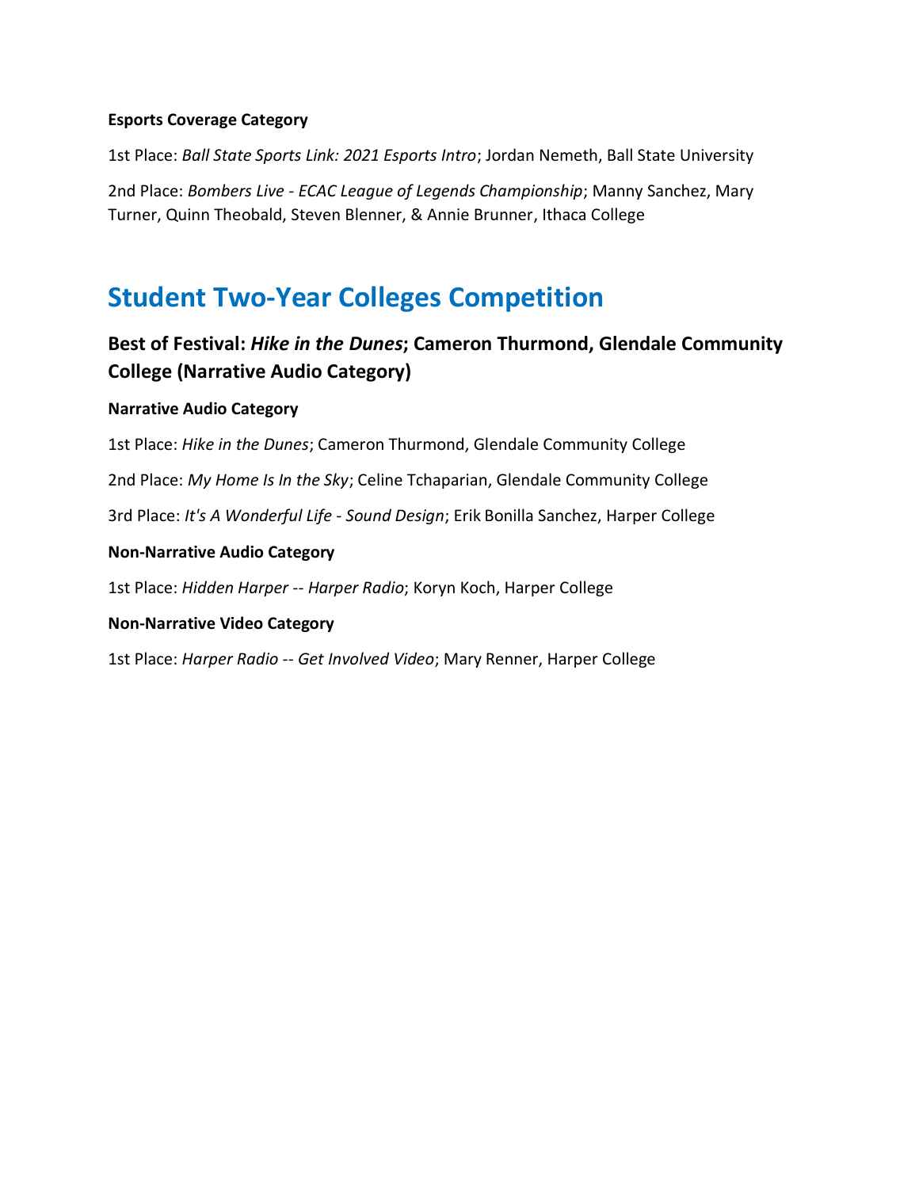**Esports Coverage Category**

1st Place: *Ball State Sports Link: 2021 Esports Intro*; Jordan Nemeth, Ball State University

2nd Place: *Bombers Live - ECAC League of Legends Championship*; Manny Sanchez, Mary Turner, Quinn Theobald, Steven Blenner, & Annie Brunner, Ithaca College

## Student Two-Year Colleges Competition

### Best of Festival: *Hike in the Dunes*; Cameron Thurmond, Glendale Community College (Narrative Audio Category)

**Narrative Audio Category**

1st Place: *Hike in the Dunes*; Cameron Thurmond, Glendale Community College

2nd Place: *My Home Is In the Sky*; Celine Tchaparian, Glendale Community College

3rd Place: *It's A Wonderful Life - Sound Design*; Erik Bonilla Sanchez, Harper College

**Non-Narrative Audio Category**

1st Place: *Hidden Harper -- Harper Radio*; Koryn Koch, Harper College

**Non-Narrative Video Category**

1st Place: *Harper Radio -- Get Involved Video*; Mary Renner, Harper College